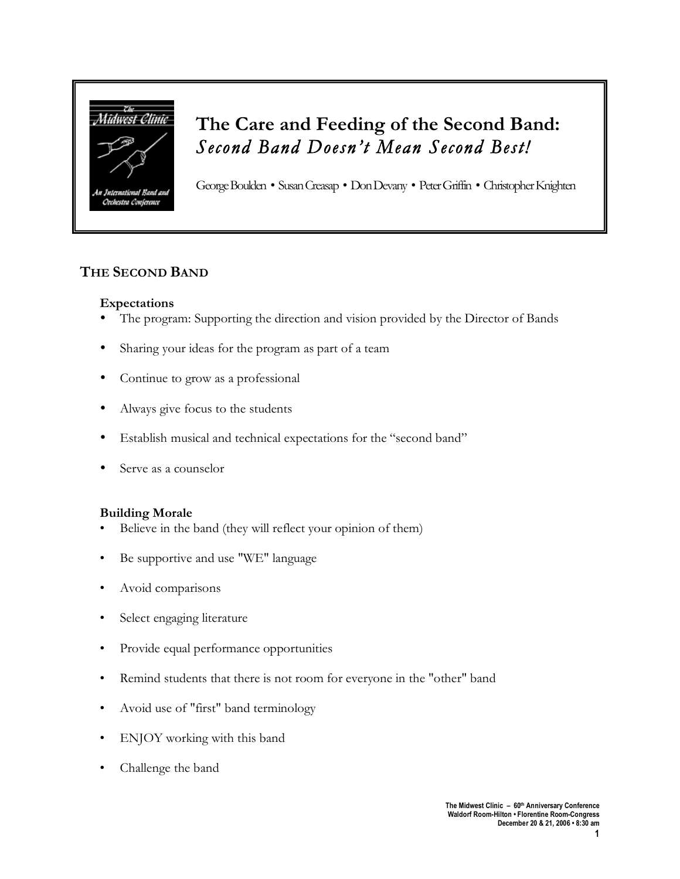# The Care and Feeding of the Second Band: *Second Band Doesn't Mean Second Best!*

George Boulden • Susan Creasap • Don Devany • Peter Griffin • Christopher Knighten

## THE SECOND BAND

### Expectations

- The program: Supporting the direction and vision provided by the Director of Bands
- Sharing your ideas for the program as part of a team
- Continue to grow as a professional
- Always give focus to the students
- Establish musical and technical expectations for the "second band"
- Serve as a counselor

### Building Morale

- Believe in the band (they will reflect your opinion of them)
- Be supportive and use "WE" language
- Avoid comparisons
- Select engaging literature
- Provide equal performance opportunities
- Remind students that there is not room for everyone in the "other" band
- Avoid use of "first" band terminology
- ENJOY working with this band
- Challenge the band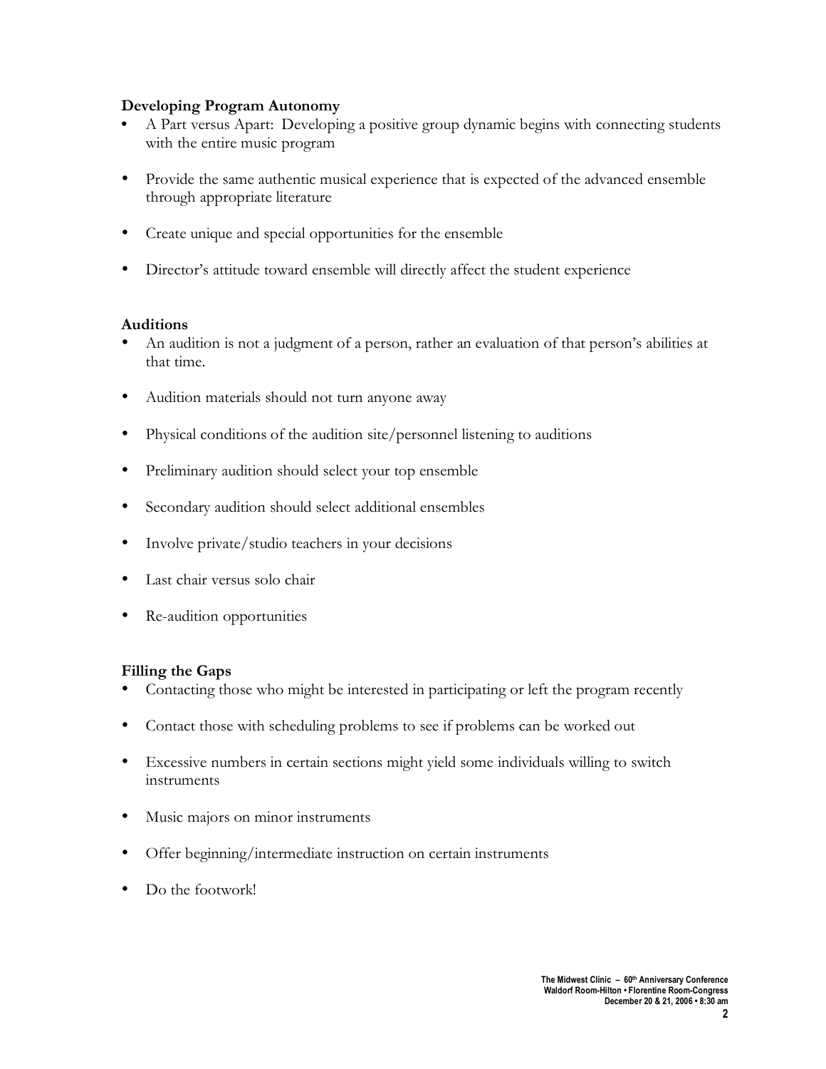**Developing Program Autonomy**

- A Part versus Apart: Developing a positive group dynamic begins with connecting students with the entire music program
- Provide the same authentic musical experience that is expected of the advanced ensemble through appropriate literature
- Create unique and special opportunities for the ensemble
- Director's attitude toward ensemble will directly affect the student experience

**Auditions**

- An audition is not a judgment of a person, rather an evaluation of that person's abilities at that time.
- Audition materials should not turn anyone away
- Physical conditions of the audition site/personnel listening to auditions
- Preliminary audition should select your top ensemble
- Secondary audition should select additional ensembles
- Involve private/studio teachers in your decisions
- Last chair versus solo chair
- Re-audition opportunities

**Filling the Gaps**

- Contacting those who might be interested in participating or left the program recently
- Contact those with scheduling problems to see if problems can be worked out
- Excessive numbers in certain sections might yield some individuals willing to switch instruments
- Music majors on minor instruments
- Offer beginning/intermediate instruction on certain instruments
- Do the footwork!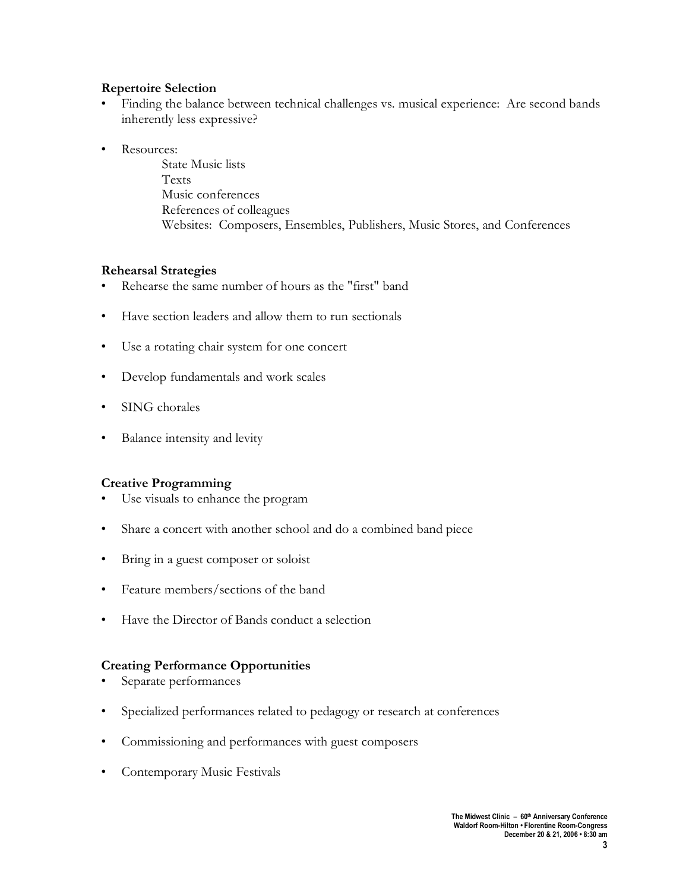**Repertoire Selection**

- Finding the balance between technical challenges vs. musical experience: Are second bands inherently less expressive?
- Resources:
  - State Music lists
  - Texts
  - Music conferences
  - References of colleagues
  - Websites: Composers, Ensembles, Publishers, Music Stores, and Conferences

**Rehearsal Strategies**

- Rehearse the same number of hours as the "first" band
- Have section leaders and allow them to run sectionals
- Use a rotating chair system for one concert
- Develop fundamentals and work scales
- SING chorales
- Balance intensity and levity

**Creative Programming**

- Use visuals to enhance the program
- Share a concert with another school and do a combined band piece
- Bring in a guest composer or soloist
- Feature members/sections of the band
- Have the Director of Bands conduct a selection

**Creating Performance Opportunities**

- Separate performances
- Specialized performances related to pedagogy or research at conferences
- Commissioning and performances with guest composers
- Contemporary Music Festivals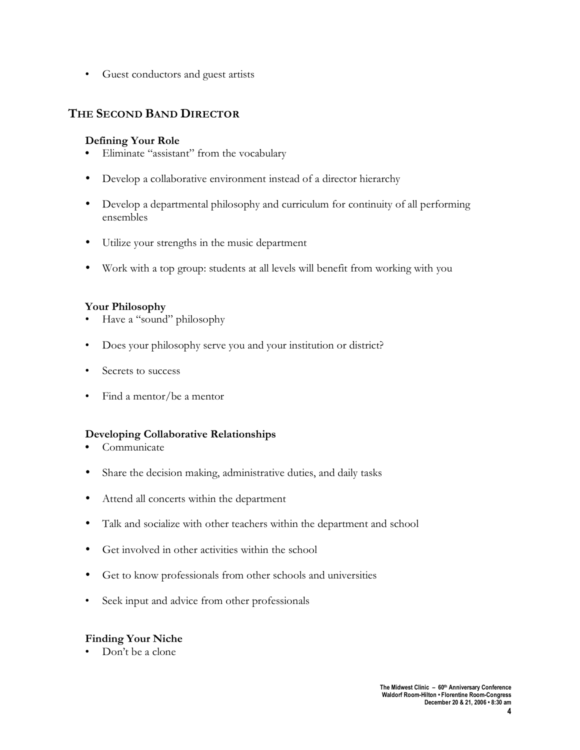- Guest conductors and guest artists

## THE SECOND BAND DIRECTOR

### Defining Your Role

- Eliminate "assistant" from the vocabulary
- Develop a collaborative environment instead of a director hierarchy
- Develop a departmental philosophy and curriculum for continuity of all performing ensembles
- Utilize your strengths in the music department
- Work with a top group: students at all levels will benefit from working with you

### Your Philosophy

- Have a "sound" philosophy
- Does your philosophy serve you and your institution or district?
- Secrets to success
- Find a mentor/be a mentor

### Developing Collaborative Relationships

- Communicate
- Share the decision making, administrative duties, and daily tasks
- Attend all concerts within the department
- Talk and socialize with other teachers within the department and school
- Get involved in other activities within the school
- Get to know professionals from other schools and universities
- Seek input and advice from other professionals

### Finding Your Niche

- Don't be a clone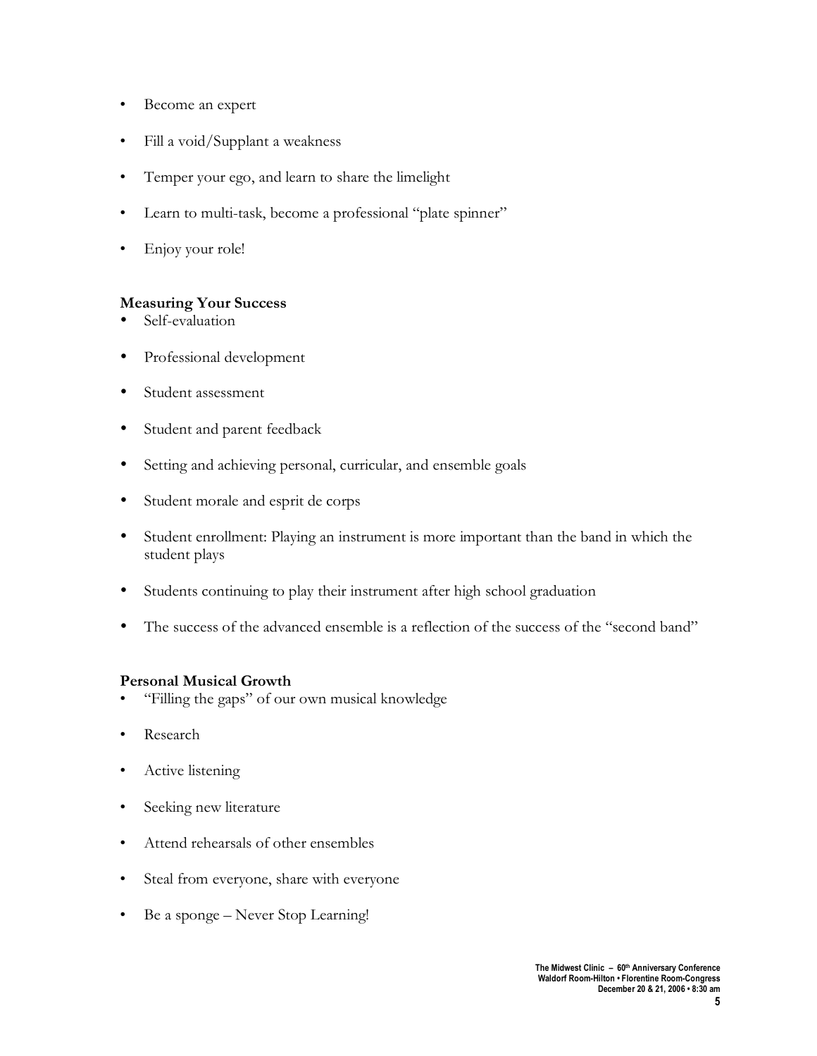- Become an expert
- Fill a void/Supplant a weakness
- Temper your ego, and learn to share the limelight
- Learn to multi-task, become a professional "plate spinner"
- Enjoy your role!

**Measuring Your Success**

- Self-evaluation
- Professional development
- Student assessment
- Student and parent feedback
- Setting and achieving personal, curricular, and ensemble goals
- Student morale and esprit de corps
- Student enrollment: Playing an instrument is more important than the band in which the student plays
- Students continuing to play their instrument after high school graduation
- The success of the advanced ensemble is a reflection of the success of the "second band"

**Personal Musical Growth**

- "Filling the gaps" of our own musical knowledge
- Research
- Active listening
- Seeking new literature
- Attend rehearsals of other ensembles
- Steal from everyone, share with everyone
- Be a sponge – Never Stop Learning!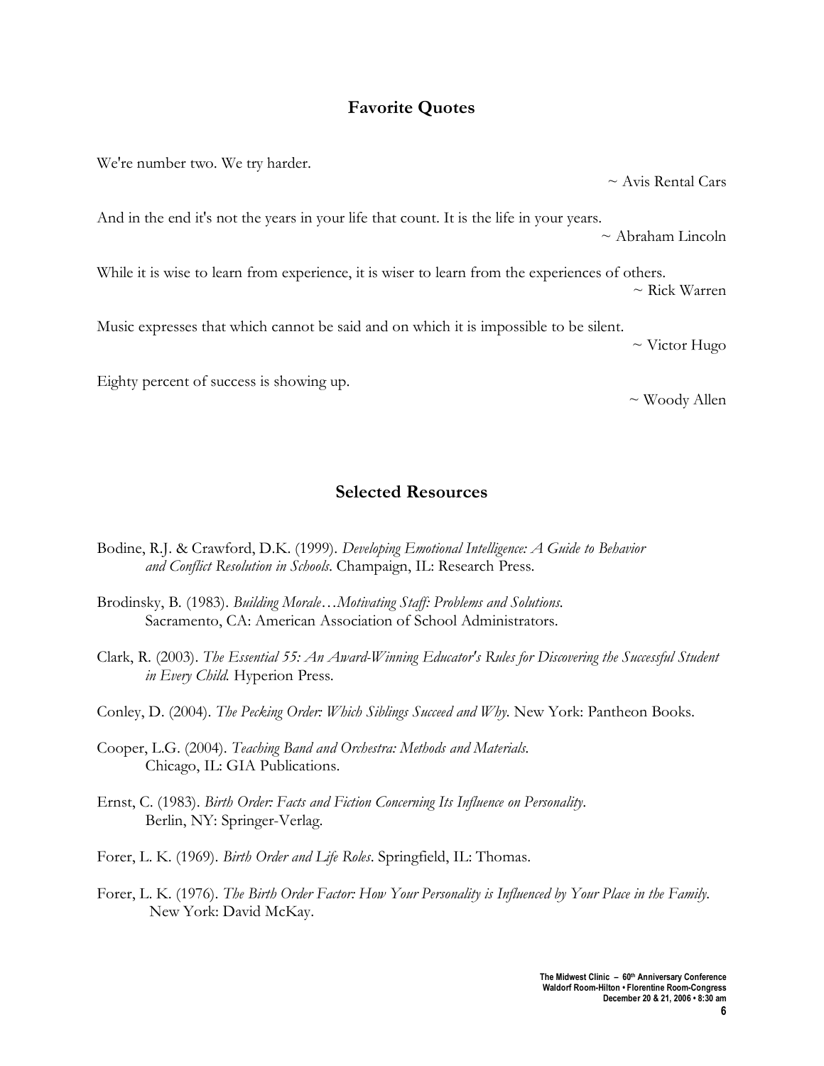## Favorite Quotes

We're number two. We try harder.

~ Avis Rental Cars

And in the end it's not the years in your life that count. It is the life in your years.

~ Abraham Lincoln

While it is wise to learn from experience, it is wiser to learn from the experiences of others.

~ Rick Warren

Music expresses that which cannot be said and on which it is impossible to be silent.

~ Victor Hugo

Eighty percent of success is showing up.

~ Woody Allen

## Selected Resources

Bodine, R.J. & Crawford, D.K. (1999). *Developing Emotional Intelligence: A Guide to Behavior and Conflict Resolution in Schools*. Champaign, IL: Research Press.

Brodinsky, B. (1983). *Building Morale…Motivating Staff: Problems and Solutions.* Sacramento, CA: American Association of School Administrators.

Clark, R. (2003). *The Essential 55: An Award-Winning Educator's Rules for Discovering the Successful Student in Every Child.* Hyperion Press.

Conley, D. (2004). *The Pecking Order: Which Siblings Succeed and Why*. New York: Pantheon Books.

Cooper, L.G. (2004). *Teaching Band and Orchestra: Methods and Materials.* Chicago, IL: GIA Publications.

Ernst, C. (1983). *Birth Order: Facts and Fiction Concerning Its Influence on Personality.* Berlin, NY: Springer-Verlag.

Forer, L. K. (1969). *Birth Order and Life Roles*. Springfield, IL: Thomas.

Forer, L. K. (1976). *The Birth Order Factor: How Your Personality is Influenced by Your Place in the Family.* New York: David McKay.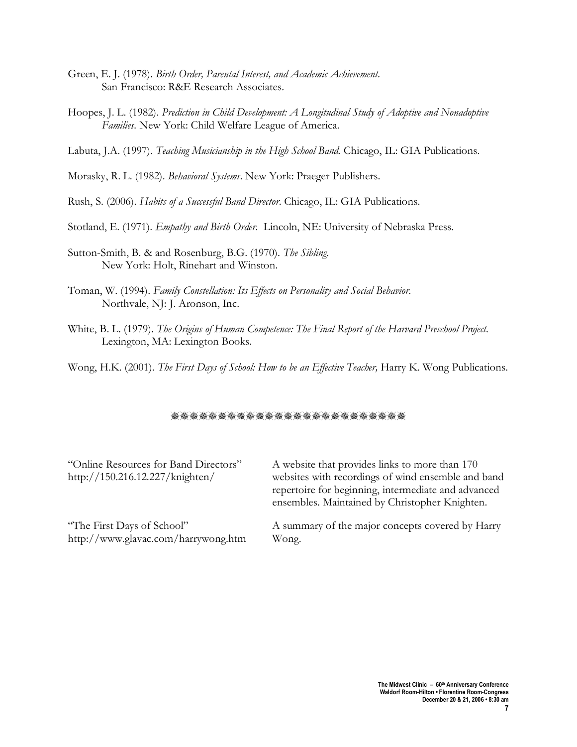Green, E. J. (1978). *Birth Order, Parental Interest, and Academic Achievement.* San Francisco: R&E Research Associates.

Hoopes, J. L. (1982). *Prediction in Child Development: A Longitudinal Study of Adoptive and Nonadoptive Families*. New York: Child Welfare League of America.

Labuta, J.A. (1997). *Teaching Musicianship in the High School Band.* Chicago, IL: GIA Publications.

Morasky, R. L. (1982). *Behavioral Systems*. New York: Praeger Publishers.

Rush, S. (2006). *Habits of a Successful Band Director*. Chicago, IL: GIA Publications.

Stotland, E. (1971). *Empathy and Birth Order.* Lincoln, NE: University of Nebraska Press.

Sutton-Smith, B. & and Rosenburg, B.G. (1970). *The Sibling.* New York: Holt, Rinehart and Winston.

Toman, W. (1994). *Family Constellation: Its Effects on Personality and Social Behavior.* Northvale, NJ: J. Aronson, Inc.

White, B. L. (1979). *The Origins of Human Competence: The Final Report of the Harvard Preschool Project.* Lexington, MA: Lexington Books.

Wong, H.K. (2001). *The First Days of School: How to be an Effective Teacher,* Harry K. Wong Publications.

❋❋❋❋❋❋❋❋❋❋❋❋❋❋❋❋❋❋❋❋❋❋❋❋❋❋❋❋

| | |
|---|---|
| "Online Resources for Band Directors" http://150.216.12.227/knighten/ | A website that provides links to more than 170 websites with recordings of wind ensemble and band repertoire for beginning, intermediate and advanced ensembles. Maintained by Christopher Knighten. |
| "The First Days of School" http://www.glavac.com/harrywong.htm | A summary of the major concepts covered by Harry Wong. |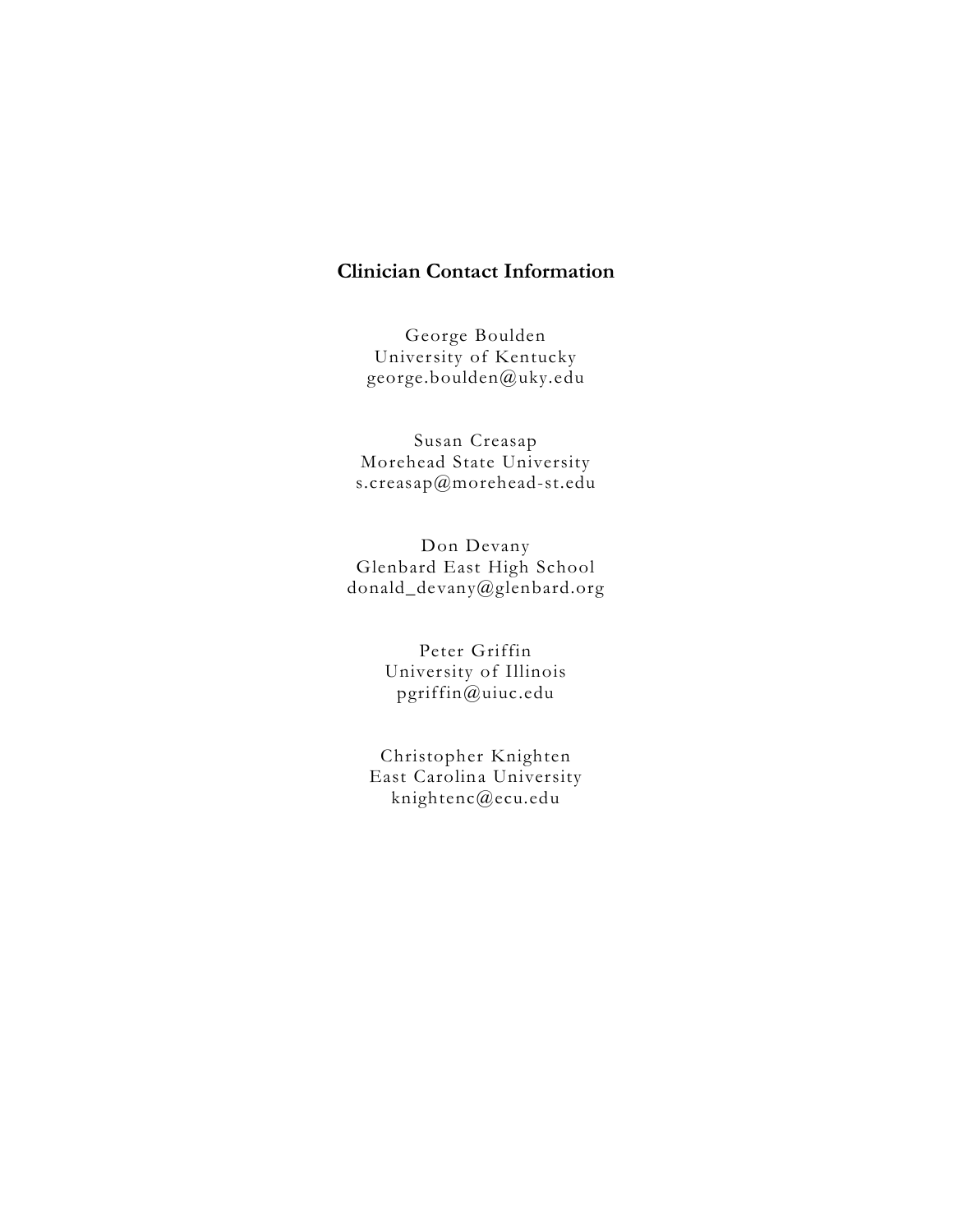## Clinician Contact Information

George Boulden
University of Kentucky
george.boulden@uky.edu

Susan Creasap
Morehead State University
s.creasap@morehead-st.edu

Don Devany
Glenbard East High School
donald_devany@glenbard.org

Peter Griffin
University of Illinois
pgriffin@uiuc.edu

Christopher Knighten
East Carolina University
knightenc@ecu.edu